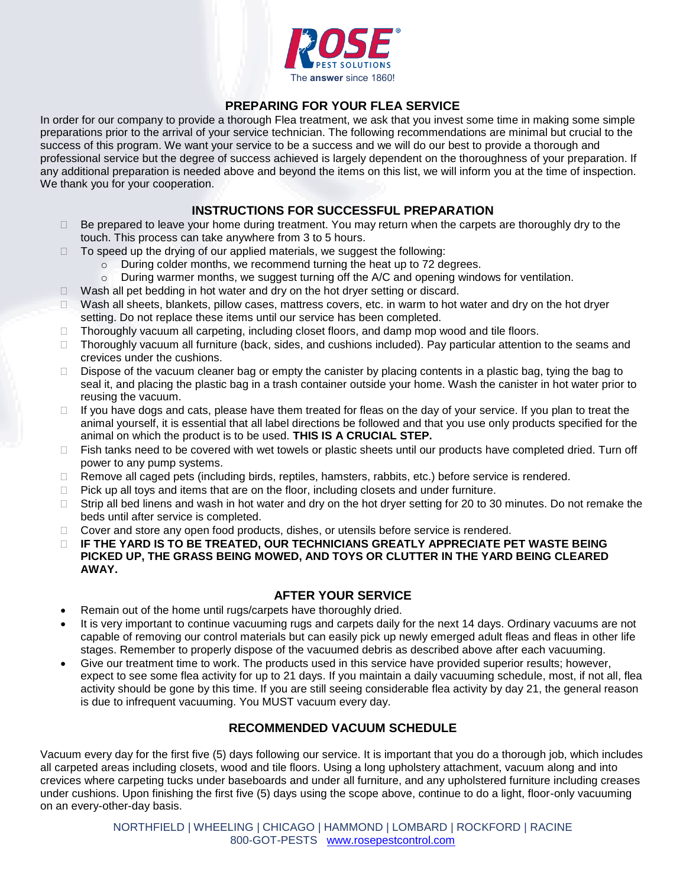ROSE PEST SOLUTIONS

The **answer** since 1860!

## PREPARING FOR YOUR FLEA SERVICE

In order for our company to provide a thorough Flea treatment, we ask that you invest some time in making some simple preparations prior to the arrival of your service technician. The following recommendations are minimal but crucial to the success of this program. We want your service to be a success and we will do our best to provide a thorough and professional service but the degree of success achieved is largely dependent on the thoroughness of your preparation. If any additional preparation is needed above and beyond the items on this list, we will inform you at the time of inspection. We thank you for your cooperation.

## INSTRUCTIONS FOR SUCCESSFUL PREPARATION

- Be prepared to leave your home during treatment. You may return when the carpets are thoroughly dry to the touch. This process can take anywhere from 3 to 5 hours.
- To speed up the drying of our applied materials, we suggest the following:
  - During colder months, we recommend turning the heat up to 72 degrees.
  - During warmer months, we suggest turning off the A/C and opening windows for ventilation.
- Wash all pet bedding in hot water and dry on the hot dryer setting or discard.
- Wash all sheets, blankets, pillow cases, mattress covers, etc. in warm to hot water and dry on the hot dryer setting. Do not replace these items until our service has been completed.
- Thoroughly vacuum all carpeting, including closet floors, and damp mop wood and tile floors.
- Thoroughly vacuum all furniture (back, sides, and cushions included). Pay particular attention to the seams and crevices under the cushions.
- Dispose of the vacuum cleaner bag or empty the canister by placing contents in a plastic bag, tying the bag to seal it, and placing the plastic bag in a trash container outside your home. Wash the canister in hot water prior to reusing the vacuum.
- If you have dogs and cats, please have them treated for fleas on the day of your service. If you plan to treat the animal yourself, it is essential that all label directions be followed and that you use only products specified for the animal on which the product is to be used. **THIS IS A CRUCIAL STEP.**
- Fish tanks need to be covered with wet towels or plastic sheets until our products have completed dried. Turn off power to any pump systems.
- Remove all caged pets (including birds, reptiles, hamsters, rabbits, etc.) before service is rendered.
- Pick up all toys and items that are on the floor, including closets and under furniture.
- Strip all bed linens and wash in hot water and dry on the hot dryer setting for 20 to 30 minutes. Do not remake the beds until after service is completed.
- Cover and store any open food products, dishes, or utensils before service is rendered.
- **IF THE YARD IS TO BE TREATED, OUR TECHNICIANS GREATLY APPRECIATE PET WASTE BEING PICKED UP, THE GRASS BEING MOWED, AND TOYS OR CLUTTER IN THE YARD BEING CLEARED AWAY.**

## AFTER YOUR SERVICE

- Remain out of the home until rugs/carpets have thoroughly dried.
- It is very important to continue vacuuming rugs and carpets daily for the next 14 days. Ordinary vacuums are not capable of removing our control materials but can easily pick up newly emerged adult fleas and fleas in other life stages. Remember to properly dispose of the vacuumed debris as described above after each vacuuming.
- Give our treatment time to work. The products used in this service have provided superior results; however, expect to see some flea activity for up to 21 days. If you maintain a daily vacuuming schedule, most, if not all, flea activity should be gone by this time. If you are still seeing considerable flea activity by day 21, the general reason is due to infrequent vacuuming. You MUST vacuum every day.

## RECOMMENDED VACUUM SCHEDULE

Vacuum every day for the first five (5) days following our service. It is important that you do a thorough job, which includes all carpeted areas including closets, wood and tile floors. Using a long upholstery attachment, vacuum along and into crevices where carpeting tucks under baseboards and under all furniture, and any upholstered furniture including creases under cushions. Upon finishing the first five (5) days using the scope above, continue to do a light, floor-only vacuuming on an every-other-day basis.

NORTHFIELD | WHEELING | CHICAGO | HAMMOND | LOMBARD | ROCKFORD | RACINE
800-GOT-PESTS www.rosepestcontrol.com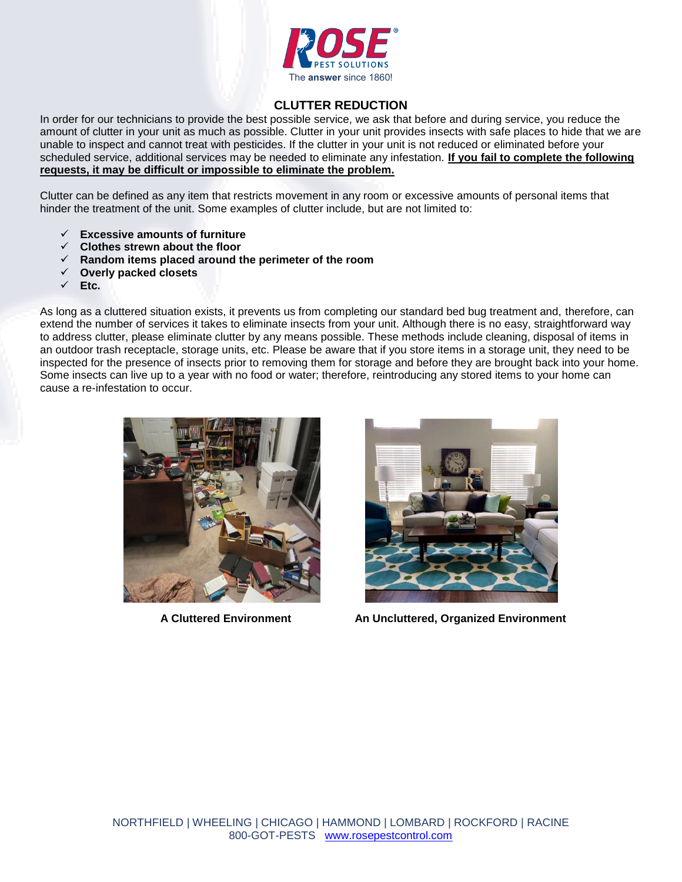# CLUTTER REDUCTION

In order for our technicians to provide the best possible service, we ask that before and during service, you reduce the amount of clutter in your unit as much as possible. Clutter in your unit provides insects with safe places to hide that we are unable to inspect and cannot treat with pesticides. If the clutter in your unit is not reduced or eliminated before your scheduled service, additional services may be needed to eliminate any infestation. **If you fail to complete the following requests, it may be difficult or impossible to eliminate the problem.**

Clutter can be defined as any item that restricts movement in any room or excessive amounts of personal items that hinder the treatment of the unit. Some examples of clutter include, but are not limited to:

- ✓ **Excessive amounts of furniture**
- ✓ **Clothes strewn about the floor**
- ✓ **Random items placed around the perimeter of the room**
- ✓ **Overly packed closets**
- ✓ **Etc.**

As long as a cluttered situation exists, it prevents us from completing our standard bed bug treatment and, therefore, can extend the number of services it takes to eliminate insects from your unit. Although there is no easy, straightforward way to address clutter, please eliminate clutter by any means possible. These methods include cleaning, disposal of items in an outdoor trash receptacle, storage units, etc. Please be aware that if you store items in a storage unit, they need to be inspected for the presence of insects prior to removing them for storage and before they are brought back into your home. Some insects can live up to a year with no food or water; therefore, reintroducing any stored items to your home can cause a re-infestation to occur.

**A Cluttered Environment**

**An Uncluttered, Organized Environment**

NORTHFIELD | WHEELING | CHICAGO | HAMMOND | LOMBARD | ROCKFORD | RACINE
800-GOT-PESTS www.rosepestcontrol.com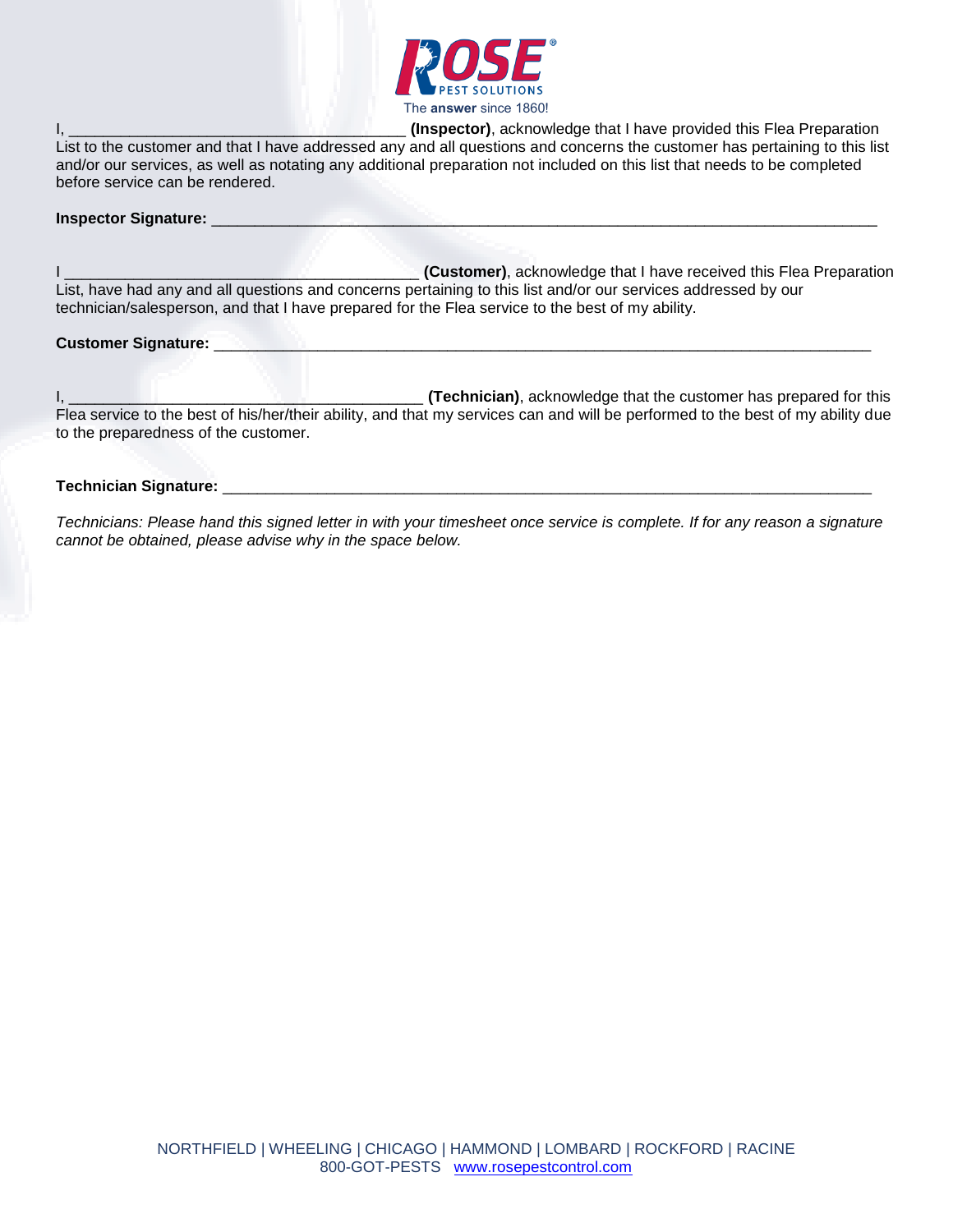ROSE PEST SOLUTIONS

The **answer** since 1860!

I, ______________________________________ **(Inspector)**, acknowledge that I have provided this Flea Preparation List to the customer and that I have addressed any and all questions and concerns the customer has pertaining to this list and/or our services, as well as notating any additional preparation not included on this list that needs to be completed before service can be rendered.

**Inspector Signature:** ____________________________________________________________________________

I ________________________________________ **(Customer)**, acknowledge that I have received this Flea Preparation List, have had any and all questions and concerns pertaining to this list and/or our services addressed by our technician/salesperson, and that I have prepared for the Flea service to the best of my ability.

**Customer Signature:** ___________________________________________________________________________

I, _________________________________________ **(Technician)**, acknowledge that the customer has prepared for this Flea service to the best of his/her/their ability, and that my services can and will be performed to the best of my ability due to the preparedness of the customer.

**Technician Signature:** __________________________________________________________________________

*Technicians: Please hand this signed letter in with your timesheet once service is complete. If for any reason a signature cannot be obtained, please advise why in the space below.*

NORTHFIELD | WHEELING | CHICAGO | HAMMOND | LOMBARD | ROCKFORD | RACINE
800-GOT-PESTS www.rosepestcontrol.com